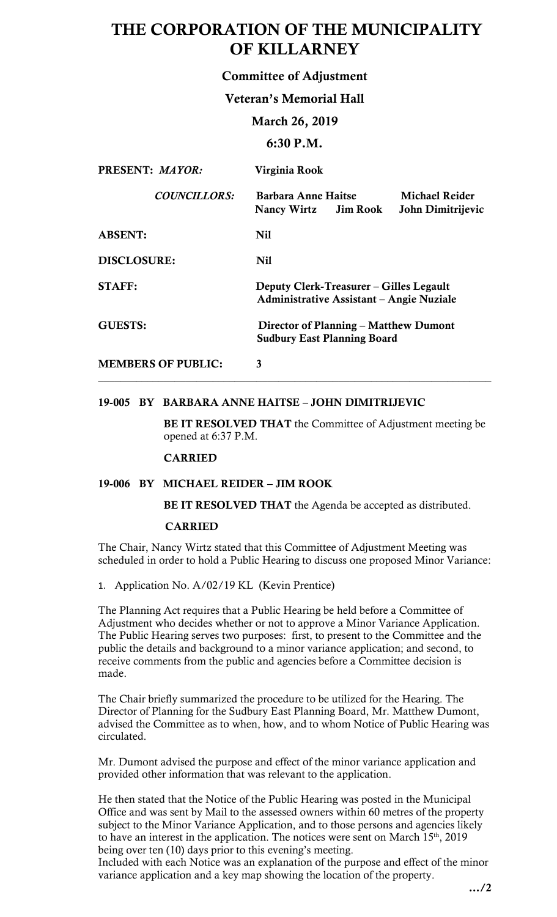# THE CORPORATION OF THE MUNICIPALITY OF KILLARNEY

### Committee of Adjustment

### Veteran's Memorial Hall

### March 26, 2019

### 6:30 P.M.

| | | | |
|---|---|---|---|
| **PRESENT:** ***MAYOR:*** | **Virginia Rook** | | |
| ***COUNCILLORS:*** | **Barbara Anne Haitse** | | **Michael Reider** |
| | **Nancy Wirtz** | **Jim Rook** | **John Dimitrijevic** |
| **ABSENT:** | **Nil** | | |
| **DISCLOSURE:** | **Nil** | | |
| **STAFF:** | **Deputy Clerk-Treasurer – Gilles Legault** | | |
| | **Administrative Assistant – Angie Nuziale** | | |
| **GUESTS:** | **Director of Planning – Matthew Dumont** | | |
| | **Sudbury East Planning Board** | | |
| **MEMBERS OF PUBLIC:** | **3** | | |

---

**19-005 BY BARBARA ANNE HAITSE – JOHN DIMITRIJEVIC**

**BE IT RESOLVED THAT** the Committee of Adjustment meeting be opened at 6:37 P.M.

**CARRIED**

**19-006 BY MICHAEL REIDER – JIM ROOK**

**BE IT RESOLVED THAT** the Agenda be accepted as distributed.

**CARRIED**

The Chair, Nancy Wirtz stated that this Committee of Adjustment Meeting was scheduled in order to hold a Public Hearing to discuss one proposed Minor Variance:

1. Application No. A/02/19 KL (Kevin Prentice)

The Planning Act requires that a Public Hearing be held before a Committee of Adjustment who decides whether or not to approve a Minor Variance Application. The Public Hearing serves two purposes: first, to present to the Committee and the public the details and background to a minor variance application; and second, to receive comments from the public and agencies before a Committee decision is made.

The Chair briefly summarized the procedure to be utilized for the Hearing. The Director of Planning for the Sudbury East Planning Board, Mr. Matthew Dumont, advised the Committee as to when, how, and to whom Notice of Public Hearing was circulated.

Mr. Dumont advised the purpose and effect of the minor variance application and provided other information that was relevant to the application.

He then stated that the Notice of the Public Hearing was posted in the Municipal Office and was sent by Mail to the assessed owners within 60 metres of the property subject to the Minor Variance Application, and to those persons and agencies likely to have an interest in the application. The notices were sent on March 15th, 2019 being over ten (10) days prior to this evening's meeting.

Included with each Notice was an explanation of the purpose and effect of the minor variance application and a key map showing the location of the property.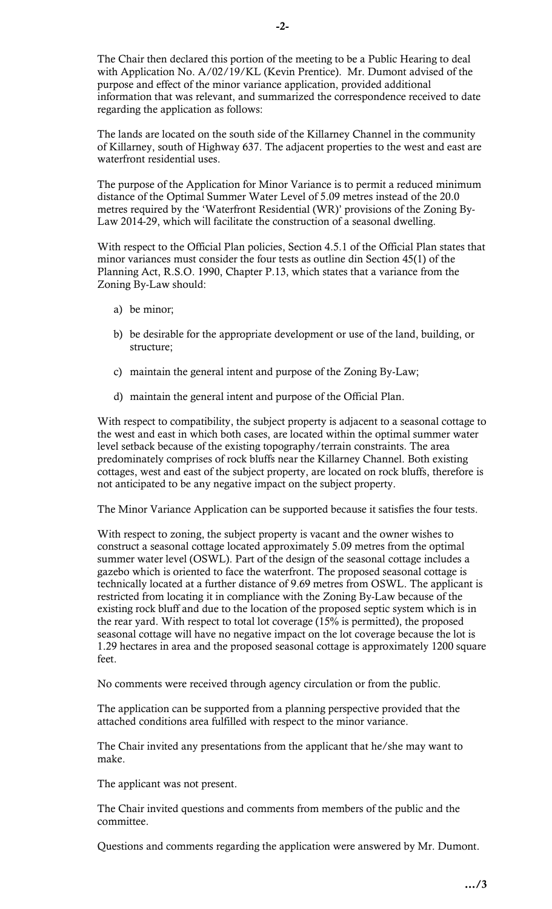The Chair then declared this portion of the meeting to be a Public Hearing to deal with Application No. A/02/19/KL (Kevin Prentice). Mr. Dumont advised of the purpose and effect of the minor variance application, provided additional information that was relevant, and summarized the correspondence received to date regarding the application as follows:

The lands are located on the south side of the Killarney Channel in the community of Killarney, south of Highway 637. The adjacent properties to the west and east are waterfront residential uses.

The purpose of the Application for Minor Variance is to permit a reduced minimum distance of the Optimal Summer Water Level of 5.09 metres instead of the 20.0 metres required by the 'Waterfront Residential (WR)' provisions of the Zoning By-Law 2014-29, which will facilitate the construction of a seasonal dwelling.

With respect to the Official Plan policies, Section 4.5.1 of the Official Plan states that minor variances must consider the four tests as outline din Section 45(1) of the Planning Act, R.S.O. 1990, Chapter P.13, which states that a variance from the Zoning By-Law should:

a) be minor;

b) be desirable for the appropriate development or use of the land, building, or structure;

c) maintain the general intent and purpose of the Zoning By-Law;

d) maintain the general intent and purpose of the Official Plan.

With respect to compatibility, the subject property is adjacent to a seasonal cottage to the west and east in which both cases, are located within the optimal summer water level setback because of the existing topography/terrain constraints. The area predominately comprises of rock bluffs near the Killarney Channel. Both existing cottages, west and east of the subject property, are located on rock bluffs, therefore is not anticipated to be any negative impact on the subject property.

The Minor Variance Application can be supported because it satisfies the four tests.

With respect to zoning, the subject property is vacant and the owner wishes to construct a seasonal cottage located approximately 5.09 metres from the optimal summer water level (OSWL). Part of the design of the seasonal cottage includes a gazebo which is oriented to face the waterfront. The proposed seasonal cottage is technically located at a further distance of 9.69 metres from OSWL. The applicant is restricted from locating it in compliance with the Zoning By-Law because of the existing rock bluff and due to the location of the proposed septic system which is in the rear yard. With respect to total lot coverage (15% is permitted), the proposed seasonal cottage will have no negative impact on the lot coverage because the lot is 1.29 hectares in area and the proposed seasonal cottage is approximately 1200 square feet.

No comments were received through agency circulation or from the public.

The application can be supported from a planning perspective provided that the attached conditions area fulfilled with respect to the minor variance.

The Chair invited any presentations from the applicant that he/she may want to make.

The applicant was not present.

The Chair invited questions and comments from members of the public and the committee.

Questions and comments regarding the application were answered by Mr. Dumont.

…/3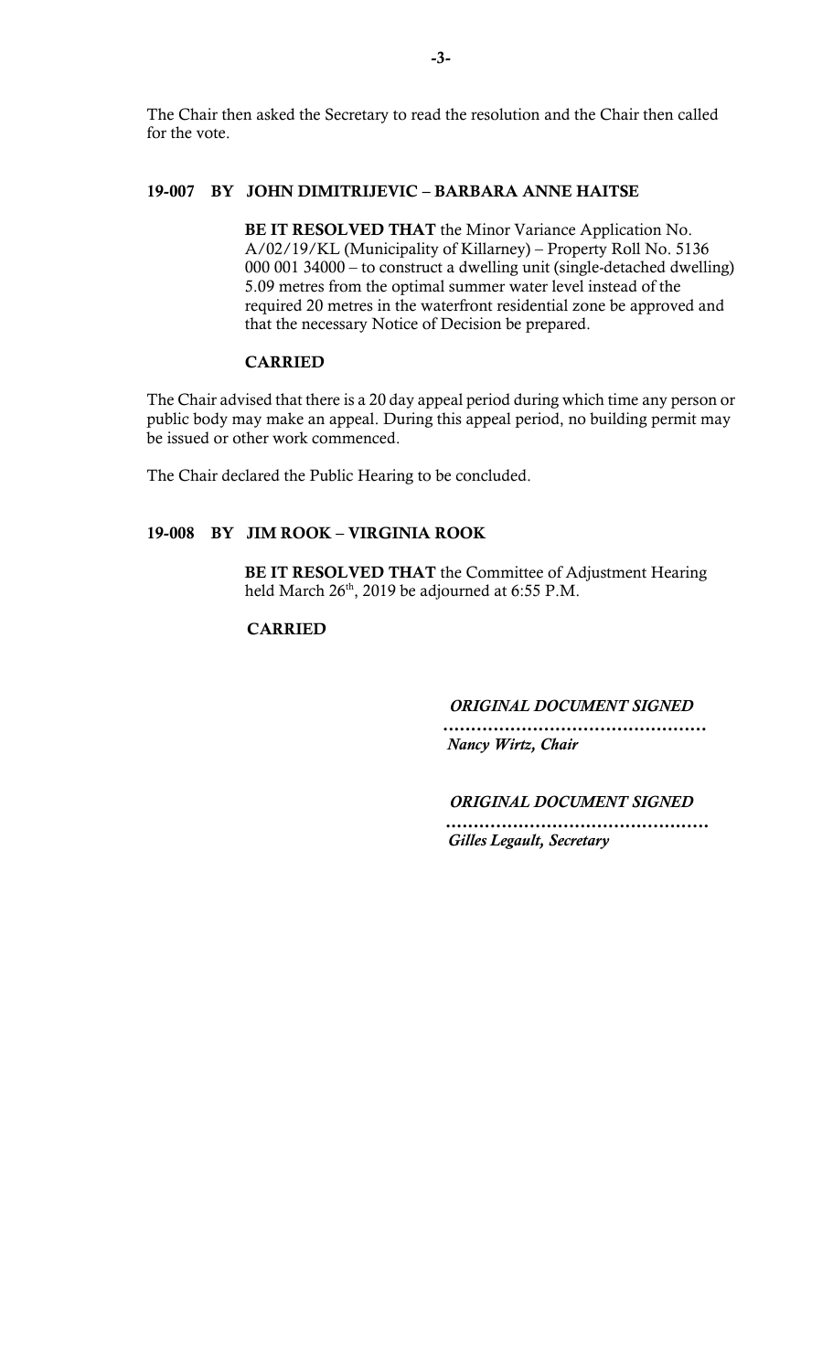The Chair then asked the Secretary to read the resolution and the Chair then called for the vote.

**19-007 BY JOHN DIMITRIJEVIC – BARBARA ANNE HAITSE**

**BE IT RESOLVED THAT** the Minor Variance Application No. A/02/19/KL (Municipality of Killarney) – Property Roll No. 5136 000 001 34000 – to construct a dwelling unit (single-detached dwelling) 5.09 metres from the optimal summer water level instead of the required 20 metres in the waterfront residential zone be approved and that the necessary Notice of Decision be prepared.

**CARRIED**

The Chair advised that there is a 20 day appeal period during which time any person or public body may make an appeal. During this appeal period, no building permit may be issued or other work commenced.

The Chair declared the Public Hearing to be concluded.

**19-008 BY JIM ROOK – VIRGINIA ROOK**

**BE IT RESOLVED THAT** the Committee of Adjustment Hearing held March 26th, 2019 be adjourned at 6:55 P.M.

**CARRIED**

***ORIGINAL DOCUMENT SIGNED***

…………………………………………
***Nancy Wirtz, Chair***

***ORIGINAL DOCUMENT SIGNED***

…………………………………………
***Gilles Legault, Secretary***